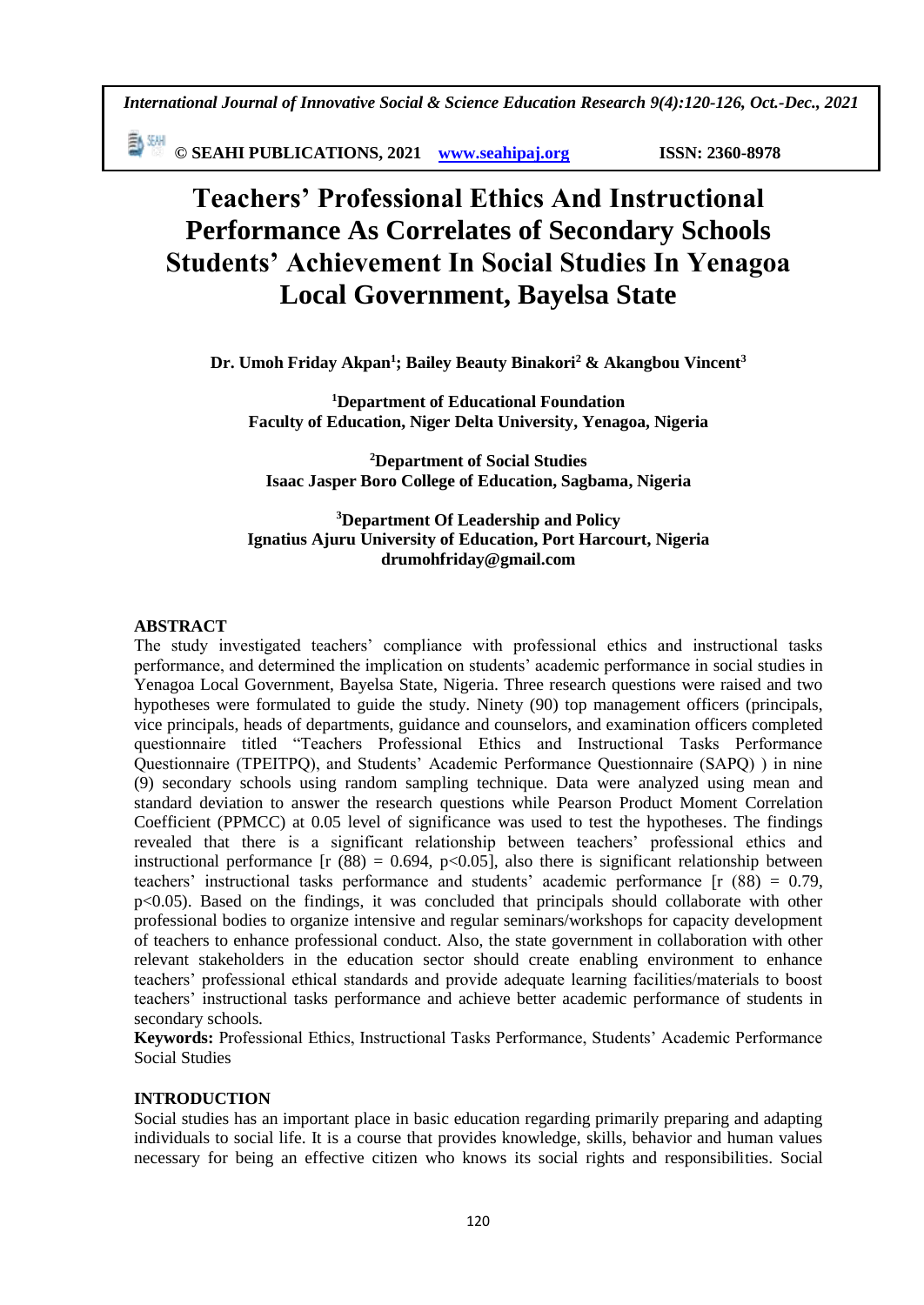# Teachers' Professional Ethics And Instructional Performance As Correlates of Secondary Schools Students' Achievement In Social Studies In Yenagoa Local Government, Bayelsa State

**Dr. Umoh Friday Akpan[1]; Bailey Beauty Binakori[2] & Akangbou Vincent[3]**

**[1]Department of Educational Foundation**
**Faculty of Education, Niger Delta University, Yenagoa, Nigeria**

**[2]Department of Social Studies**
**Isaac Jasper Boro College of Education, Sagbama, Nigeria**

**[3]Department Of Leadership and Policy**
**Ignatius Ajuru University of Education, Port Harcourt, Nigeria**
**drumohfriday@gmail.com**

## ABSTRACT

The study investigated teachers' compliance with professional ethics and instructional tasks performance, and determined the implication on students' academic performance in social studies in Yenagoa Local Government, Bayelsa State, Nigeria. Three research questions were raised and two hypotheses were formulated to guide the study. Ninety (90) top management officers (principals, vice principals, heads of departments, guidance and counselors, and examination officers completed questionnaire titled "Teachers Professional Ethics and Instructional Tasks Performance Questionnaire (TPEITPQ), and Students' Academic Performance Questionnaire (SAPQ) ) in nine (9) secondary schools using random sampling technique. Data were analyzed using mean and standard deviation to answer the research questions while Pearson Product Moment Correlation Coefficient (PPMCC) at 0.05 level of significance was used to test the hypotheses. The findings revealed that there is a significant relationship between teachers' professional ethics and instructional performance [r (88) = 0.694, $p<0.05$], also there is significant relationship between teachers' instructional tasks performance and students' academic performance [r (88) = 0.79, $p<0.05$). Based on the findings, it was concluded that principals should collaborate with other professional bodies to organize intensive and regular seminars/workshops for capacity development of teachers to enhance professional conduct. Also, the state government in collaboration with other relevant stakeholders in the education sector should create enabling environment to enhance teachers' professional ethical standards and provide adequate learning facilities/materials to boost teachers' instructional tasks performance and achieve better academic performance of students in secondary schools.

**Keywords:** Professional Ethics, Instructional Tasks Performance, Students' Academic Performance Social Studies

## INTRODUCTION

Social studies has an important place in basic education regarding primarily preparing and adapting individuals to social life. It is a course that provides knowledge, skills, behavior and human values necessary for being an effective citizen who knows its social rights and responsibilities. Social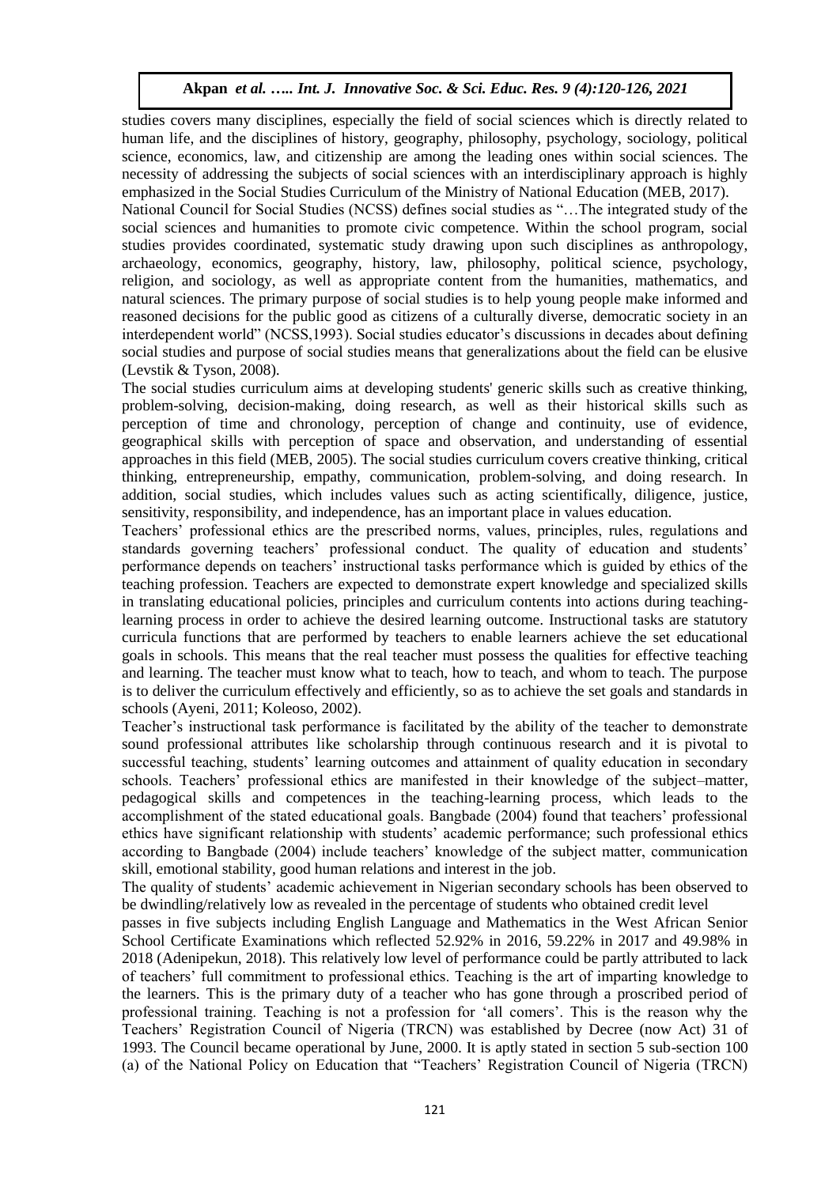studies covers many disciplines, especially the field of social sciences which is directly related to human life, and the disciplines of history, geography, philosophy, psychology, sociology, political science, economics, law, and citizenship are among the leading ones within social sciences. The necessity of addressing the subjects of social sciences with an interdisciplinary approach is highly emphasized in the Social Studies Curriculum of the Ministry of National Education (MEB, 2017).

National Council for Social Studies (NCSS) defines social studies as "…The integrated study of the social sciences and humanities to promote civic competence. Within the school program, social studies provides coordinated, systematic study drawing upon such disciplines as anthropology, archaeology, economics, geography, history, law, philosophy, political science, psychology, religion, and sociology, as well as appropriate content from the humanities, mathematics, and natural sciences. The primary purpose of social studies is to help young people make informed and reasoned decisions for the public good as citizens of a culturally diverse, democratic society in an interdependent world" (NCSS,1993). Social studies educator's discussions in decades about defining social studies and purpose of social studies means that generalizations about the field can be elusive (Levstik & Tyson, 2008).

The social studies curriculum aims at developing students' generic skills such as creative thinking, problem-solving, decision-making, doing research, as well as their historical skills such as perception of time and chronology, perception of change and continuity, use of evidence, geographical skills with perception of space and observation, and understanding of essential approaches in this field (MEB, 2005). The social studies curriculum covers creative thinking, critical thinking, entrepreneurship, empathy, communication, problem-solving, and doing research. In addition, social studies, which includes values such as acting scientifically, diligence, justice, sensitivity, responsibility, and independence, has an important place in values education.

Teachers' professional ethics are the prescribed norms, values, principles, rules, regulations and standards governing teachers' professional conduct. The quality of education and students' performance depends on teachers' instructional tasks performance which is guided by ethics of the teaching profession. Teachers are expected to demonstrate expert knowledge and specialized skills in translating educational policies, principles and curriculum contents into actions during teaching-learning process in order to achieve the desired learning outcome. Instructional tasks are statutory curricula functions that are performed by teachers to enable learners achieve the set educational goals in schools. This means that the real teacher must possess the qualities for effective teaching and learning. The teacher must know what to teach, how to teach, and whom to teach. The purpose is to deliver the curriculum effectively and efficiently, so as to achieve the set goals and standards in schools (Ayeni, 2011; Koleoso, 2002).

Teacher's instructional task performance is facilitated by the ability of the teacher to demonstrate sound professional attributes like scholarship through continuous research and it is pivotal to successful teaching, students' learning outcomes and attainment of quality education in secondary schools. Teachers' professional ethics are manifested in their knowledge of the subject–matter, pedagogical skills and competences in the teaching-learning process, which leads to the accomplishment of the stated educational goals. Bangbade (2004) found that teachers' professional ethics have significant relationship with students' academic performance; such professional ethics according to Bangbade (2004) include teachers' knowledge of the subject matter, communication skill, emotional stability, good human relations and interest in the job.

The quality of students' academic achievement in Nigerian secondary schools has been observed to be dwindling/relatively low as revealed in the percentage of students who obtained credit level passes in five subjects including English Language and Mathematics in the West African Senior School Certificate Examinations which reflected 52.92% in 2016, 59.22% in 2017 and 49.98% in 2018 (Adenipekun, 2018). This relatively low level of performance could be partly attributed to lack of teachers' full commitment to professional ethics. Teaching is the art of imparting knowledge to the learners. This is the primary duty of a teacher who has gone through a proscribed period of professional training. Teaching is not a profession for 'all comers'. This is the reason why the Teachers' Registration Council of Nigeria (TRCN) was established by Decree (now Act) 31 of 1993. The Council became operational by June, 2000. It is aptly stated in section 5 sub-section 100 (a) of the National Policy on Education that "Teachers' Registration Council of Nigeria (TRCN)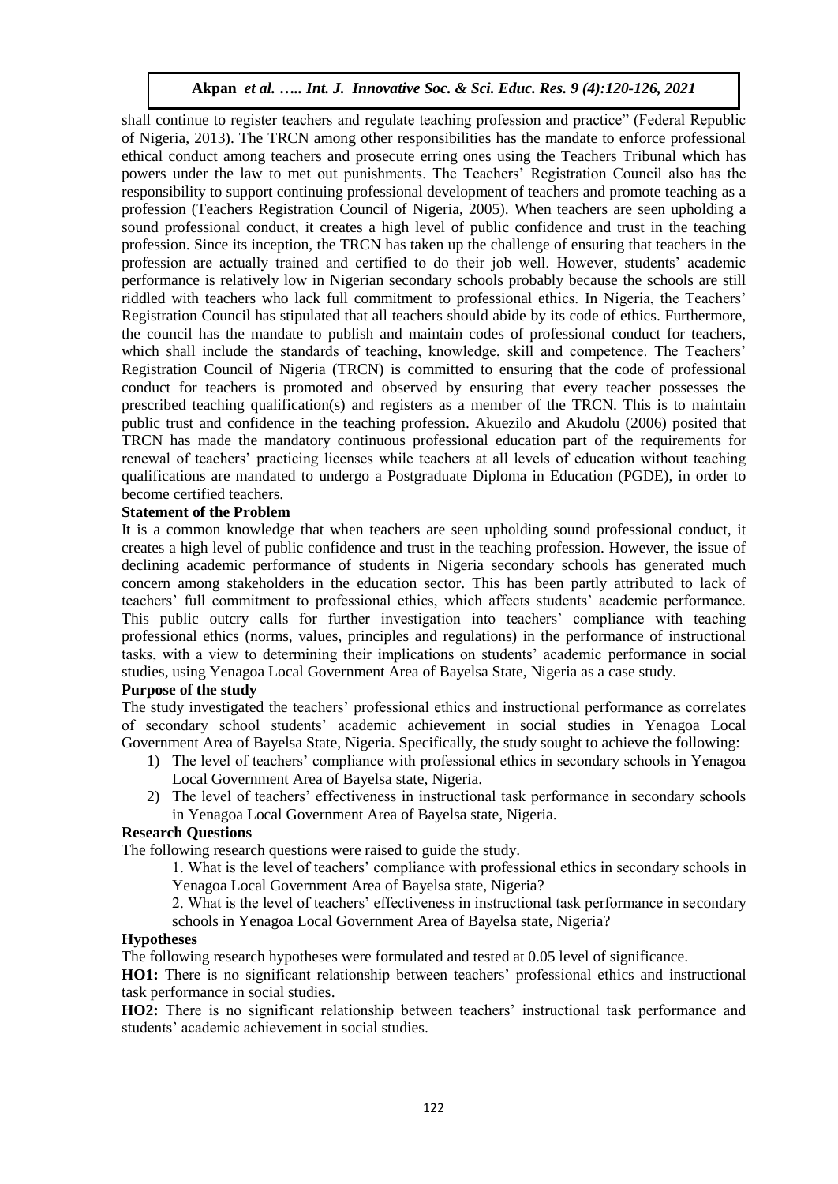shall continue to register teachers and regulate teaching profession and practice" (Federal Republic of Nigeria, 2013). The TRCN among other responsibilities has the mandate to enforce professional ethical conduct among teachers and prosecute erring ones using the Teachers Tribunal which has powers under the law to met out punishments. The Teachers' Registration Council also has the responsibility to support continuing professional development of teachers and promote teaching as a profession (Teachers Registration Council of Nigeria, 2005). When teachers are seen upholding a sound professional conduct, it creates a high level of public confidence and trust in the teaching profession. Since its inception, the TRCN has taken up the challenge of ensuring that teachers in the profession are actually trained and certified to do their job well. However, students' academic performance is relatively low in Nigerian secondary schools probably because the schools are still riddled with teachers who lack full commitment to professional ethics. In Nigeria, the Teachers' Registration Council has stipulated that all teachers should abide by its code of ethics. Furthermore, the council has the mandate to publish and maintain codes of professional conduct for teachers, which shall include the standards of teaching, knowledge, skill and competence. The Teachers' Registration Council of Nigeria (TRCN) is committed to ensuring that the code of professional conduct for teachers is promoted and observed by ensuring that every teacher possesses the prescribed teaching qualification(s) and registers as a member of the TRCN. This is to maintain public trust and confidence in the teaching profession. Akuezilo and Akudolu (2006) posited that TRCN has made the mandatory continuous professional education part of the requirements for renewal of teachers' practicing licenses while teachers at all levels of education without teaching qualifications are mandated to undergo a Postgraduate Diploma in Education (PGDE), in order to become certified teachers.

**Statement of the Problem**

It is a common knowledge that when teachers are seen upholding sound professional conduct, it creates a high level of public confidence and trust in the teaching profession. However, the issue of declining academic performance of students in Nigeria secondary schools has generated much concern among stakeholders in the education sector. This has been partly attributed to lack of teachers' full commitment to professional ethics, which affects students' academic performance. This public outcry calls for further investigation into teachers' compliance with teaching professional ethics (norms, values, principles and regulations) in the performance of instructional tasks, with a view to determining their implications on students' academic performance in social studies, using Yenagoa Local Government Area of Bayelsa State, Nigeria as a case study.

**Purpose of the study**

The study investigated the teachers' professional ethics and instructional performance as correlates of secondary school students' academic achievement in social studies in Yenagoa Local Government Area of Bayelsa State, Nigeria. Specifically, the study sought to achieve the following:

1) The level of teachers' compliance with professional ethics in secondary schools in Yenagoa Local Government Area of Bayelsa state, Nigeria.
2) The level of teachers' effectiveness in instructional task performance in secondary schools in Yenagoa Local Government Area of Bayelsa state, Nigeria.

**Research Questions**

The following research questions were raised to guide the study.

1. What is the level of teachers' compliance with professional ethics in secondary schools in Yenagoa Local Government Area of Bayelsa state, Nigeria?
2. What is the level of teachers' effectiveness in instructional task performance in secondary schools in Yenagoa Local Government Area of Bayelsa state, Nigeria?

**Hypotheses**

The following research hypotheses were formulated and tested at 0.05 level of significance.

**HO1:** There is no significant relationship between teachers' professional ethics and instructional task performance in social studies.

**HO2:** There is no significant relationship between teachers' instructional task performance and students' academic achievement in social studies.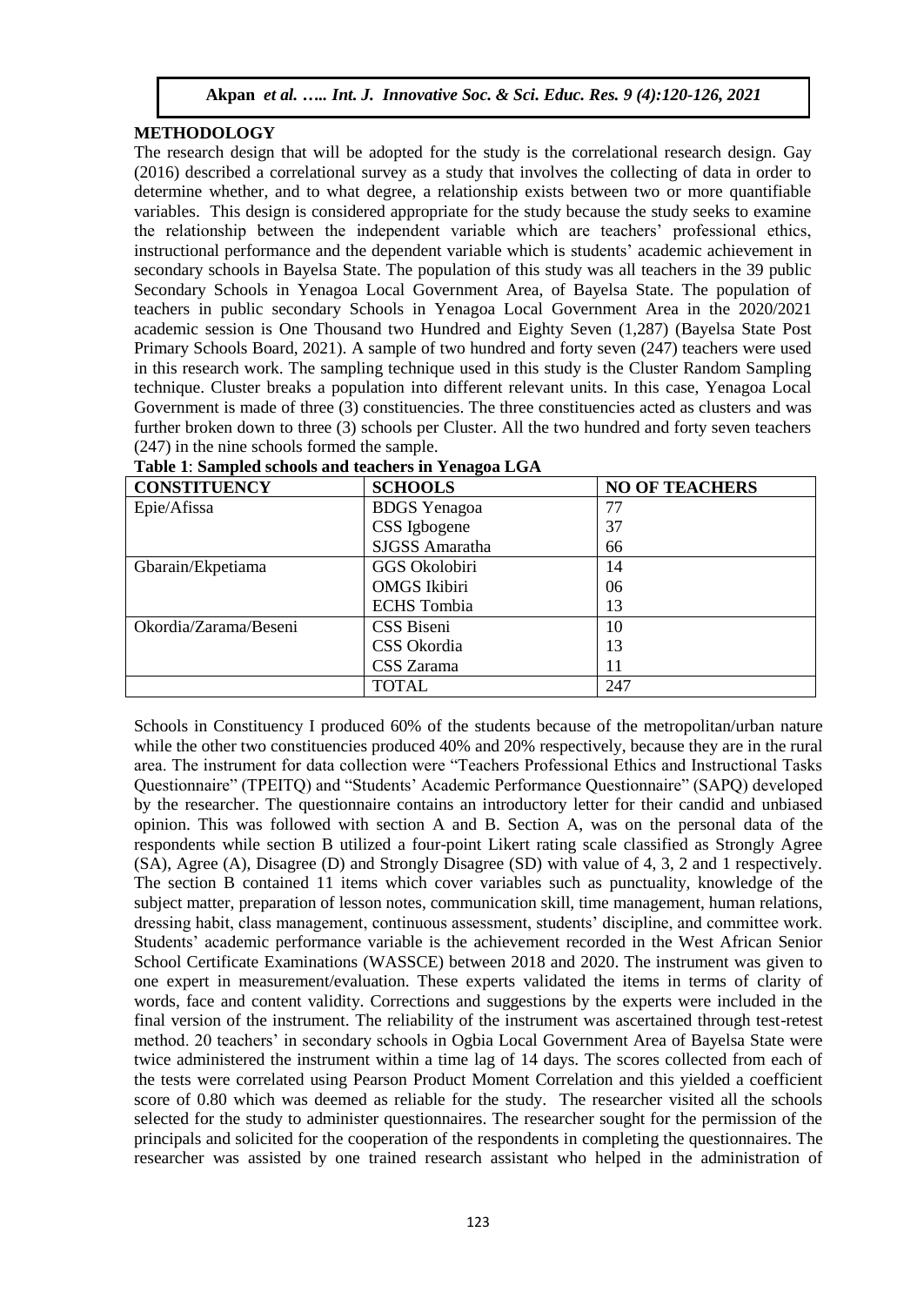## METHODOLOGY

The research design that will be adopted for the study is the correlational research design. Gay (2016) described a correlational survey as a study that involves the collecting of data in order to determine whether, and to what degree, a relationship exists between two or more quantifiable variables. This design is considered appropriate for the study because the study seeks to examine the relationship between the independent variable which are teachers' professional ethics, instructional performance and the dependent variable which is students' academic achievement in secondary schools in Bayelsa State. The population of this study was all teachers in the 39 public Secondary Schools in Yenagoa Local Government Area, of Bayelsa State. The population of teachers in public secondary Schools in Yenagoa Local Government Area in the 2020/2021 academic session is One Thousand two Hundred and Eighty Seven (1,287) (Bayelsa State Post Primary Schools Board, 2021). A sample of two hundred and forty seven (247) teachers were used in this research work. The sampling technique used in this study is the Cluster Random Sampling technique. Cluster breaks a population into different relevant units. In this case, Yenagoa Local Government is made of three (3) constituencies. The three constituencies acted as clusters and was further broken down to three (3) schools per Cluster. All the two hundred and forty seven teachers (247) in the nine schools formed the sample.

**Table 1**: **Sampled schools and teachers in Yenagoa LGA**

| CONSTITUENCY | SCHOOLS | NO OF TEACHERS |
|---|---|---|
| Epie/Afissa | BDGS Yenagoa | 77 |
| | CSS Igbogene | 37 |
| | SJGSS Amaratha | 66 |
| Gbarain/Ekpetiama | GGS Okolobiri | 14 |
| | OMGS Ikibiri | 06 |
| | ECHS Tombia | 13 |
| Okordia/Zarama/Beseni | CSS Biseni | 10 |
| | CSS Okordia | 13 |
| | CSS Zarama | 11 |
| | TOTAL | 247 |

Schools in Constituency I produced 60% of the students because of the metropolitan/urban nature while the other two constituencies produced 40% and 20% respectively, because they are in the rural area. The instrument for data collection were "Teachers Professional Ethics and Instructional Tasks Questionnaire" (TPEITQ) and "Students' Academic Performance Questionnaire" (SAPQ) developed by the researcher. The questionnaire contains an introductory letter for their candid and unbiased opinion. This was followed with section A and B. Section A, was on the personal data of the respondents while section B utilized a four-point Likert rating scale classified as Strongly Agree (SA), Agree (A), Disagree (D) and Strongly Disagree (SD) with value of 4, 3, 2 and 1 respectively. The section B contained 11 items which cover variables such as punctuality, knowledge of the subject matter, preparation of lesson notes, communication skill, time management, human relations, dressing habit, class management, continuous assessment, students' discipline, and committee work. Students' academic performance variable is the achievement recorded in the West African Senior School Certificate Examinations (WASSCE) between 2018 and 2020. The instrument was given to one expert in measurement/evaluation. These experts validated the items in terms of clarity of words, face and content validity. Corrections and suggestions by the experts were included in the final version of the instrument. The reliability of the instrument was ascertained through test-retest method. 20 teachers' in secondary schools in Ogbia Local Government Area of Bayelsa State were twice administered the instrument within a time lag of 14 days. The scores collected from each of the tests were correlated using Pearson Product Moment Correlation and this yielded a coefficient score of 0.80 which was deemed as reliable for the study. The researcher visited all the schools selected for the study to administer questionnaires. The researcher sought for the permission of the principals and solicited for the cooperation of the respondents in completing the questionnaires. The researcher was assisted by one trained research assistant who helped in the administration of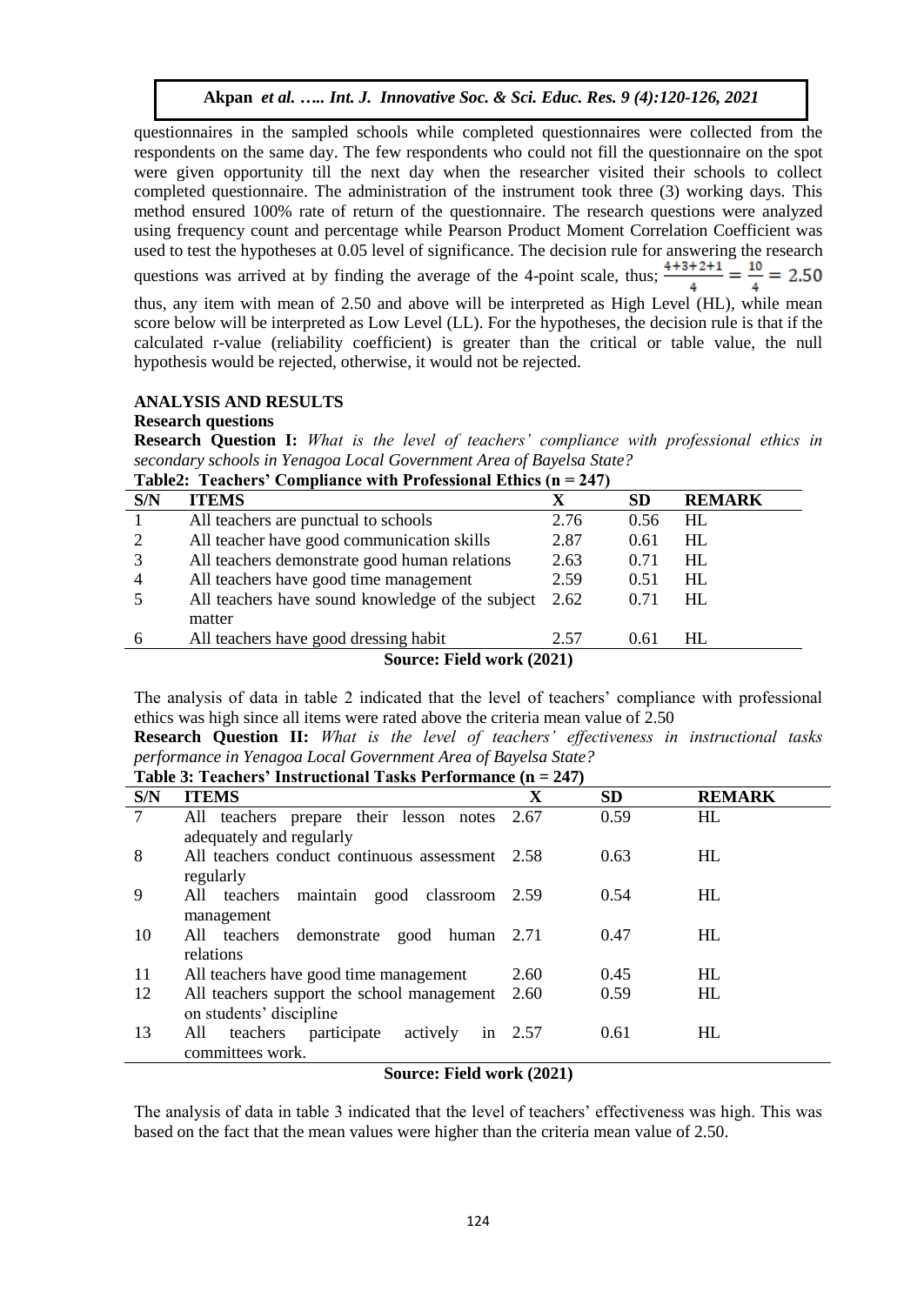questionnaires in the sampled schools while completed questionnaires were collected from the respondents on the same day. The few respondents who could not fill the questionnaire on the spot were given opportunity till the next day when the researcher visited their schools to collect completed questionnaire. The administration of the instrument took three (3) working days. This method ensured 100% rate of return of the questionnaire. The research questions were analyzed using frequency count and percentage while Pearson Product Moment Correlation Coefficient was used to test the hypotheses at 0.05 level of significance. The decision rule for answering the research questions was arrived at by finding the average of the 4-point scale, thus; $\frac{4+3+2+1}{4} = \frac{10}{4} = 2.50$ thus, any item with mean of 2.50 and above will be interpreted as High Level (HL), while mean score below will be interpreted as Low Level (LL). For the hypotheses, the decision rule is that if the calculated r-value (reliability coefficient) is greater than the critical or table value, the null hypothesis would be rejected, otherwise, it would not be rejected.

## ANALYSIS AND RESULTS

### Research questions

**Research Question I:** *What is the level of teachers' compliance with professional ethics in secondary schools in Yenagoa Local Government Area of Bayelsa State?*

**Table2: Teachers' Compliance with Professional Ethics (n = 247)**

| S/N | ITEMS | X | SD | REMARK |
|---|---|---|---|---|
| 1 | All teachers are punctual to schools | 2.76 | 0.56 | HL |
| 2 | All teacher have good communication skills | 2.87 | 0.61 | HL |
| 3 | All teachers demonstrate good human relations | 2.63 | 0.71 | HL |
| 4 | All teachers have good time management | 2.59 | 0.51 | HL |
| 5 | All teachers have sound knowledge of the subject matter | 2.62 | 0.71 | HL |
| 6 | All teachers have good dressing habit | 2.57 | 0.61 | HL |

**Source: Field work (2021)**

The analysis of data in table 2 indicated that the level of teachers' compliance with professional ethics was high since all items were rated above the criteria mean value of 2.50

**Research Question II:** *What is the level of teachers' effectiveness in instructional tasks performance in Yenagoa Local Government Area of Bayelsa State?*

**Table 3: Teachers' Instructional Tasks Performance (n = 247)**

| S/N | ITEMS | X | SD | REMARK |
|---|---|---|---|---|
| 7 | All teachers prepare their lesson notes adequately and regularly | 2.67 | 0.59 | HL |
| 8 | All teachers conduct continuous assessment regularly | 2.58 | 0.63 | HL |
| 9 | All teachers maintain good classroom management | 2.59 | 0.54 | HL |
| 10 | All teachers demonstrate good human relations | 2.71 | 0.47 | HL |
| 11 | All teachers have good time management | 2.60 | 0.45 | HL |
| 12 | All teachers support the school management on students' discipline | 2.60 | 0.59 | HL |
| 13 | All teachers participate actively in committees work. | 2.57 | 0.61 | HL |

**Source: Field work (2021)**

The analysis of data in table 3 indicated that the level of teachers' effectiveness was high. This was based on the fact that the mean values were higher than the criteria mean value of 2.50.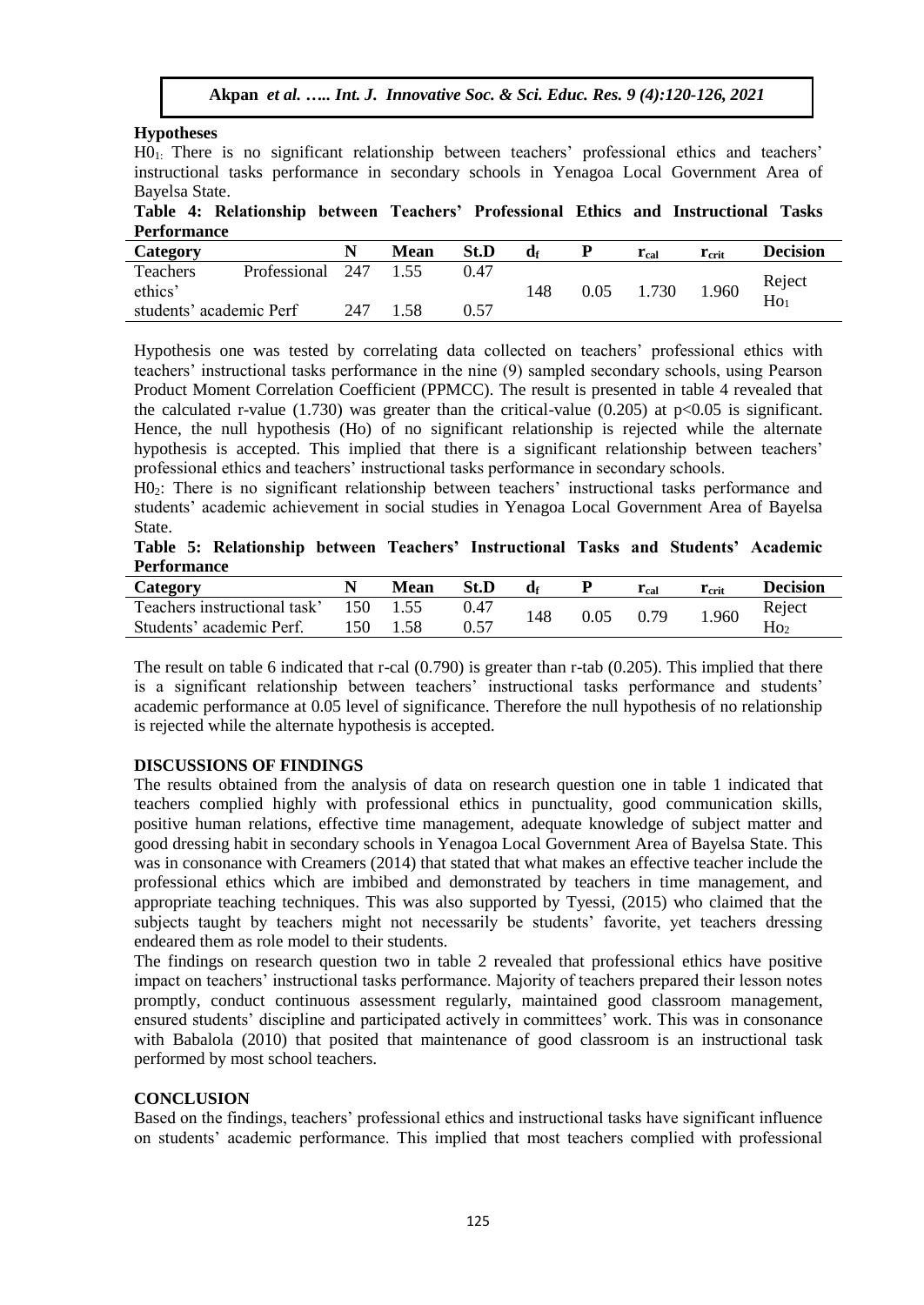## Hypotheses

H0[1]: There is no significant relationship between teachers' professional ethics and teachers' instructional tasks performance in secondary schools in Yenagoa Local Government Area of Bayelsa State.

**Table 4: Relationship between Teachers' Professional Ethics and Instructional Tasks Performance**

| Category | N | Mean | St.D | $d_f$ | P | $r_{cal}$ | $r_{crit}$ | Decision |
|---|---|---|---|---|---|---|---|---|
| Teachers Professional ethics' | 247 | 1.55 | 0.47 | 148 | 0.05 | 1.730 | 1.960 | Reject $Ho_1$ |
| students' academic Perf | 247 | 1.58 | 0.57 | | | | | |

Hypothesis one was tested by correlating data collected on teachers' professional ethics with teachers' instructional tasks performance in the nine (9) sampled secondary schools, using Pearson Product Moment Correlation Coefficient (PPMCC). The result is presented in table 4 revealed that the calculated r-value (1.730) was greater than the critical-value (0.205) at $p<0.05$ is significant. Hence, the null hypothesis (Ho) of no significant relationship is rejected while the alternate hypothesis is accepted. This implied that there is a significant relationship between teachers' professional ethics and teachers' instructional tasks performance in secondary schools.

$H0_2$: There is no significant relationship between teachers' instructional tasks performance and students' academic achievement in social studies in Yenagoa Local Government Area of Bayelsa State.

**Table 5: Relationship between Teachers' Instructional Tasks and Students' Academic Performance**

| Category | N | Mean | St.D | $d_f$ | P | $r_{cal}$ | $r_{crit}$ | Decision |
|---|---|---|---|---|---|---|---|---|
| Teachers instructional task' | 150 | 1.55 | 0.47 | 148 | 0.05 | 0.79 | 1.960 | Reject $Ho_2$ |
| Students' academic Perf. | 150 | 1.58 | 0.57 | | | | | |

The result on table 6 indicated that r-cal (0.790) is greater than r-tab (0.205). This implied that there is a significant relationship between teachers' instructional tasks performance and students' academic performance at 0.05 level of significance. Therefore the null hypothesis of no relationship is rejected while the alternate hypothesis is accepted.

## DISCUSSIONS OF FINDINGS

The results obtained from the analysis of data on research question one in table 1 indicated that teachers complied highly with professional ethics in punctuality, good communication skills, positive human relations, effective time management, adequate knowledge of subject matter and good dressing habit in secondary schools in Yenagoa Local Government Area of Bayelsa State. This was in consonance with Creamers (2014) that stated that what makes an effective teacher include the professional ethics which are imbibed and demonstrated by teachers in time management, and appropriate teaching techniques. This was also supported by Tyessi, (2015) who claimed that the subjects taught by teachers might not necessarily be students' favorite, yet teachers dressing endeared them as role model to their students.

The findings on research question two in table 2 revealed that professional ethics have positive impact on teachers' instructional tasks performance. Majority of teachers prepared their lesson notes promptly, conduct continuous assessment regularly, maintained good classroom management, ensured students' discipline and participated actively in committees' work. This was in consonance with Babalola (2010) that posited that maintenance of good classroom is an instructional task performed by most school teachers.

## CONCLUSION

Based on the findings, teachers' professional ethics and instructional tasks have significant influence on students' academic performance. This implied that most teachers complied with professional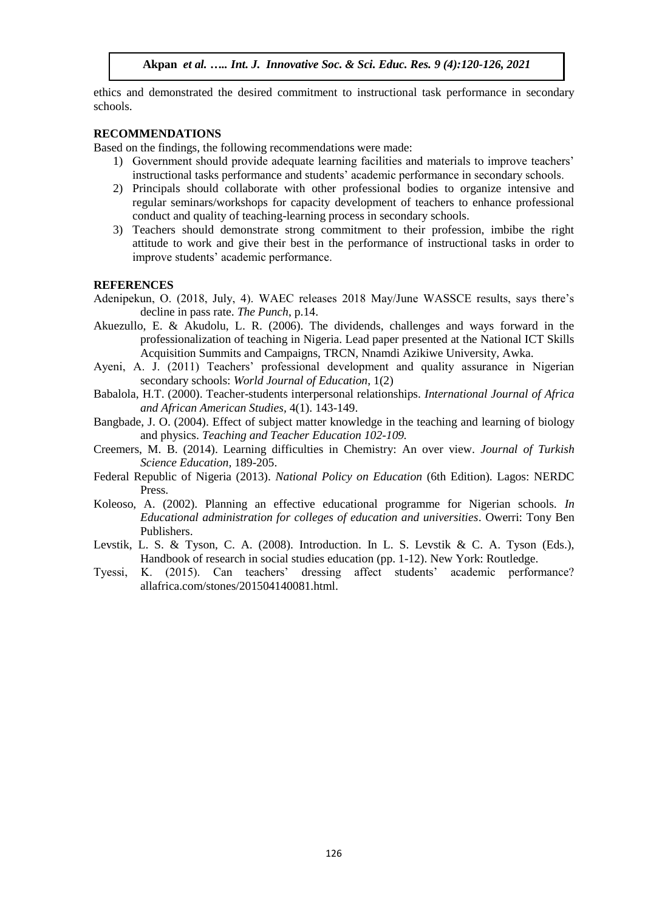ethics and demonstrated the desired commitment to instructional task performance in secondary schools.

## RECOMMENDATIONS

Based on the findings, the following recommendations were made:

1) Government should provide adequate learning facilities and materials to improve teachers' instructional tasks performance and students' academic performance in secondary schools.
2) Principals should collaborate with other professional bodies to organize intensive and regular seminars/workshops for capacity development of teachers to enhance professional conduct and quality of teaching-learning process in secondary schools.
3) Teachers should demonstrate strong commitment to their profession, imbibe the right attitude to work and give their best in the performance of instructional tasks in order to improve students' academic performance.

## REFERENCES

Adenipekun, O. (2018, July, 4). WAEC releases 2018 May/June WASSCE results, says there's decline in pass rate. *The Punch*, p.14.

Akuezullo, E. & Akudolu, L. R. (2006). The dividends, challenges and ways forward in the professionalization of teaching in Nigeria. Lead paper presented at the National ICT Skills Acquisition Summits and Campaigns, TRCN, Nnamdi Azikiwe University, Awka.

Ayeni, A. J. (2011) Teachers' professional development and quality assurance in Nigerian secondary schools: *World Journal of Education*, 1(2)

Babalola, H.T. (2000). Teacher-students interpersonal relationships. *International Journal of Africa and African American Studies,* 4(1). 143-149.

Bangbade, J. O. (2004). Effect of subject matter knowledge in the teaching and learning of biology and physics. *Teaching and Teacher Education 102-109.*

Creemers, M. B. (2014). Learning difficulties in Chemistry: An over view. *Journal of Turkish Science Education,* 189-205.

Federal Republic of Nigeria (2013). *National Policy on Education* (6th Edition). Lagos: NERDC Press.

Koleoso, A. (2002). Planning an effective educational programme for Nigerian schools. *In Educational administration for colleges of education and universities*. Owerri: Tony Ben Publishers.

Levstik, L. S. & Tyson, C. A. (2008). Introduction. In L. S. Levstik & C. A. Tyson (Eds.), Handbook of research in social studies education (pp. 1-12). New York: Routledge.

Tyessi, K. (2015). Can teachers' dressing affect students' academic performance? allafrica.com/stones/201504140081.html.